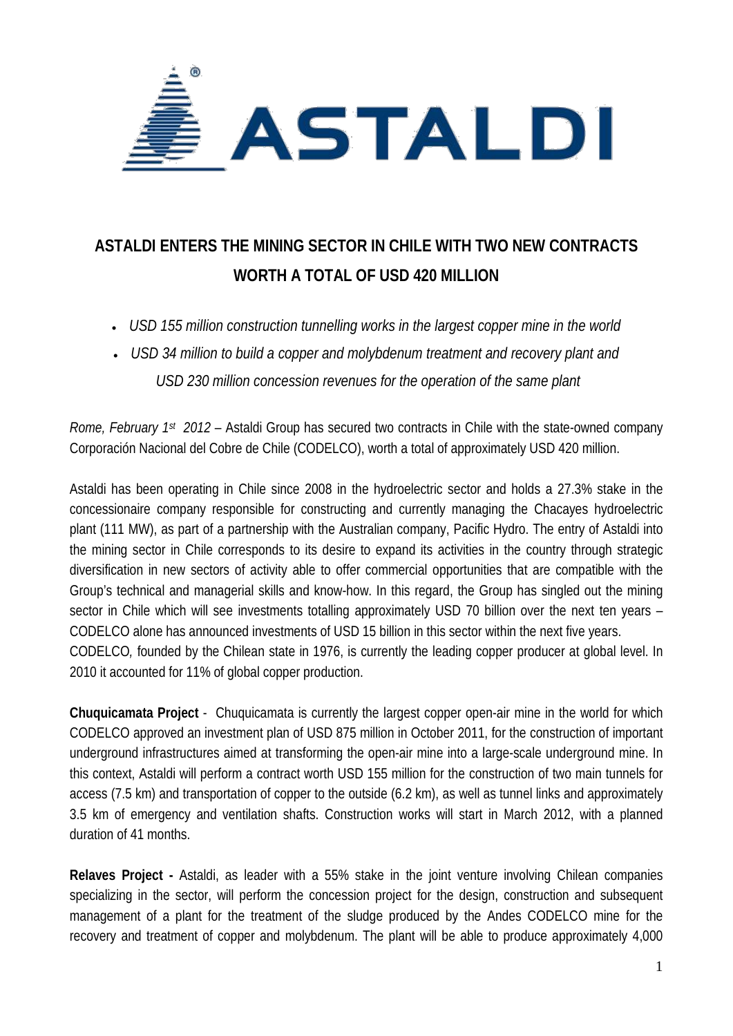# ASTALDI ENTERS THE MINING SECTOR IN CHILE WITH TWO NEW CONTRACTS WORTH A TOTAL OF USD 420 MILLION

- *USD 155 million construction tunnelling works in the largest copper mine in the world*
- *USD 34 million to build a copper and molybdenum treatment and recovery plant and USD 230 million concession revenues for the operation of the same plant*

*Rome, February 1st 2012* – Astaldi Group has secured two contracts in Chile with the state-owned company Corporación Nacional del Cobre de Chile (CODELCO), worth a total of approximately USD 420 million.

Astaldi has been operating in Chile since 2008 in the hydroelectric sector and holds a 27.3% stake in the concessionaire company responsible for constructing and currently managing the Chacayes hydroelectric plant (111 MW), as part of a partnership with the Australian company, Pacific Hydro. The entry of Astaldi into the mining sector in Chile corresponds to its desire to expand its activities in the country through strategic diversification in new sectors of activity able to offer commercial opportunities that are compatible with the Group's technical and managerial skills and know-how. In this regard, the Group has singled out the mining sector in Chile which will see investments totalling approximately USD 70 billion over the next ten years – CODELCO alone has announced investments of USD 15 billion in this sector within the next five years.
CODELCO, founded by the Chilean state in 1976, is currently the leading copper producer at global level. In 2010 it accounted for 11% of global copper production.

**Chuquicamata Project** - Chuquicamata is currently the largest copper open-air mine in the world for which CODELCO approved an investment plan of USD 875 million in October 2011, for the construction of important underground infrastructures aimed at transforming the open-air mine into a large-scale underground mine. In this context, Astaldi will perform a contract worth USD 155 million for the construction of two main tunnels for access (7.5 km) and transportation of copper to the outside (6.2 km), as well as tunnel links and approximately 3.5 km of emergency and ventilation shafts. Construction works will start in March 2012, with a planned duration of 41 months.

**Relaves Project -** Astaldi, as leader with a 55% stake in the joint venture involving Chilean companies specializing in the sector, will perform the concession project for the design, construction and subsequent management of a plant for the treatment of the sludge produced by the Andes CODELCO mine for the recovery and treatment of copper and molybdenum. The plant will be able to produce approximately 4,000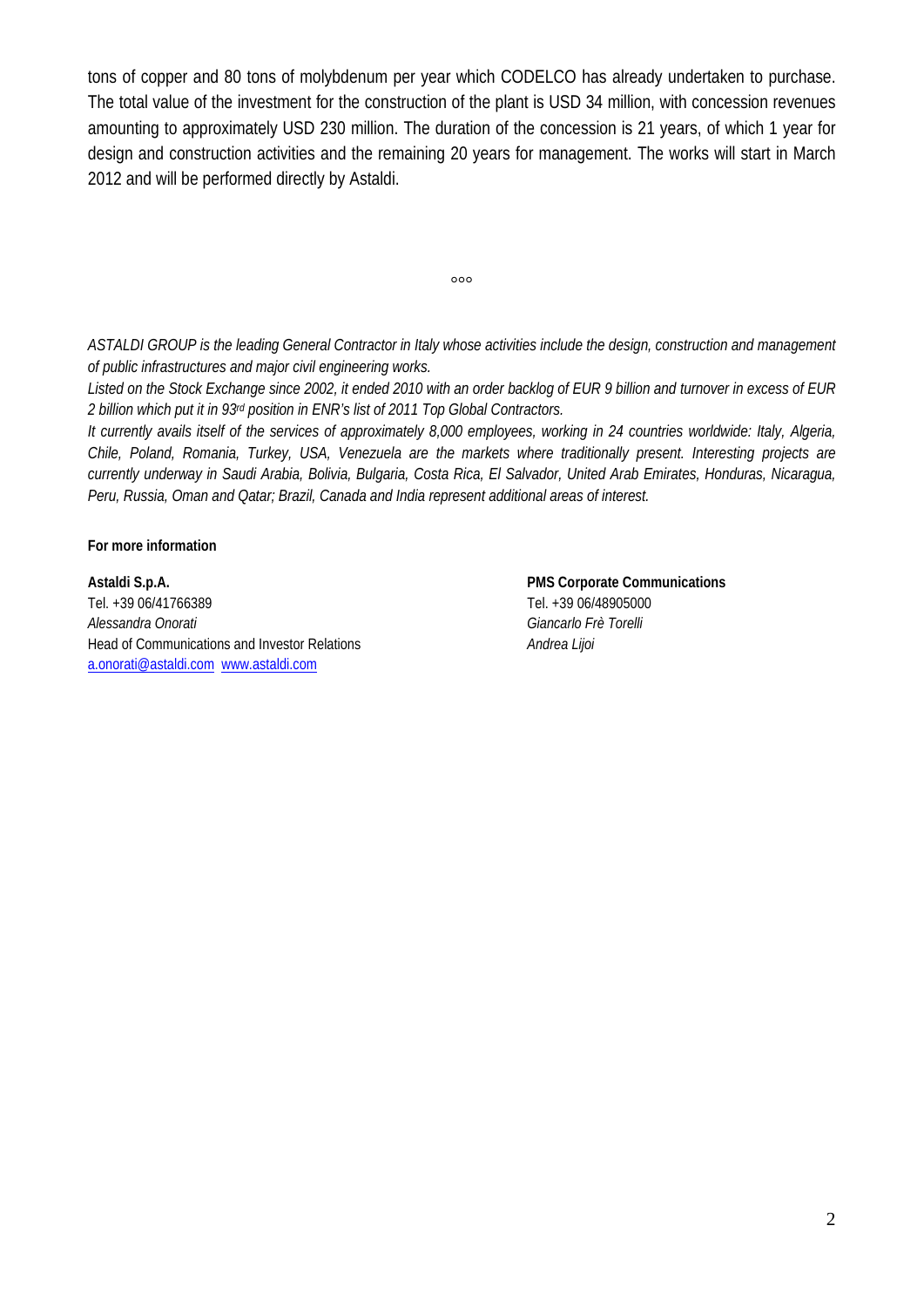tons of copper and 80 tons of molybdenum per year which CODELCO has already undertaken to purchase. The total value of the investment for the construction of the plant is USD 34 million, with concession revenues amounting to approximately USD 230 million. The duration of the concession is 21 years, of which 1 year for design and construction activities and the remaining 20 years for management. The works will start in March 2012 and will be performed directly by Astaldi.

°°°

*ASTALDI GROUP is the leading General Contractor in Italy whose activities include the design, construction and management of public infrastructures and major civil engineering works.*

*Listed on the Stock Exchange since 2002, it ended 2010 with an order backlog of EUR 9 billion and turnover in excess of EUR 2 billion which put it in 93rd position in ENR's list of 2011 Top Global Contractors.*

*It currently avails itself of the services of approximately 8,000 employees, working in 24 countries worldwide: Italy, Algeria, Chile, Poland, Romania, Turkey, USA, Venezuela are the markets where traditionally present. Interesting projects are currently underway in Saudi Arabia, Bolivia, Bulgaria, Costa Rica, El Salvador, United Arab Emirates, Honduras, Nicaragua, Peru, Russia, Oman and Qatar; Brazil, Canada and India represent additional areas of interest.*

**For more information**

**Astaldi S.p.A.**
Tel. +39 06/41766389
*Alessandra Onorati*
Head of Communications and Investor Relations
a.onorati@astaldi.com www.astaldi.com

**PMS Corporate Communications**
Tel. +39 06/48905000
*Giancarlo Frè Torelli*
*Andrea Lijoi*